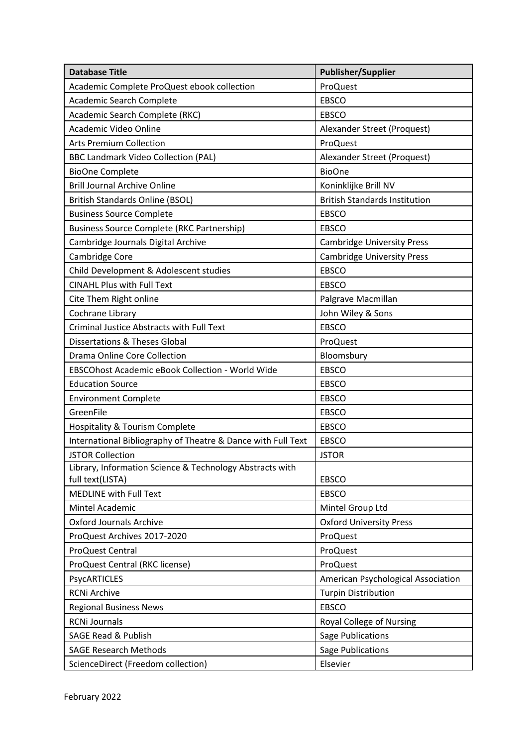| Database Title | Publisher/Supplier |
| --- | --- |
| Academic Complete ProQuest ebook collection | ProQuest |
| Academic Search Complete | EBSCO |
| Academic Search Complete (RKC) | EBSCO |
| Academic Video Online | Alexander Street (Proquest) |
| Arts Premium Collection | ProQuest |
| BBC Landmark Video Collection (PAL) | Alexander Street (Proquest) |
| BioOne Complete | BioOne |
| Brill Journal Archive Online | Koninklijke Brill NV |
| British Standards Online (BSOL) | British Standards Institution |
| Business Source Complete | EBSCO |
| Business Source Complete (RKC Partnership) | EBSCO |
| Cambridge Journals Digital Archive | Cambridge University Press |
| Cambridge Core | Cambridge University Press |
| Child Development & Adolescent studies | EBSCO |
| CINAHL Plus with Full Text | EBSCO |
| Cite Them Right online | Palgrave Macmillan |
| Cochrane Library | John Wiley & Sons |
| Criminal Justice Abstracts with Full Text | EBSCO |
| Dissertations & Theses Global | ProQuest |
| Drama Online Core Collection | Bloomsbury |
| EBSCOhost Academic eBook Collection - World Wide | EBSCO |
| Education Source | EBSCO |
| Environment Complete | EBSCO |
| GreenFile | EBSCO |
| Hospitality & Tourism Complete | EBSCO |
| International Bibliography of Theatre & Dance with Full Text | EBSCO |
| JSTOR Collection | JSTOR |
| Library, Information Science & Technology Abstracts with full text(LISTA) | EBSCO |
| MEDLINE with Full Text | EBSCO |
| Mintel Academic | Mintel Group Ltd |
| Oxford Journals Archive | Oxford University Press |
| ProQuest Archives 2017-2020 | ProQuest |
| ProQuest Central | ProQuest |
| ProQuest Central (RKC license) | ProQuest |
| PsycARTICLES | American Psychological Association |
| RCNi Archive | Turpin Distribution |
| Regional Business News | EBSCO |
| RCNi Journals | Royal College of Nursing |
| SAGE Read & Publish | Sage Publications |
| SAGE Research Methods | Sage Publications |
| ScienceDirect (Freedom collection) | Elsevier |

February 2022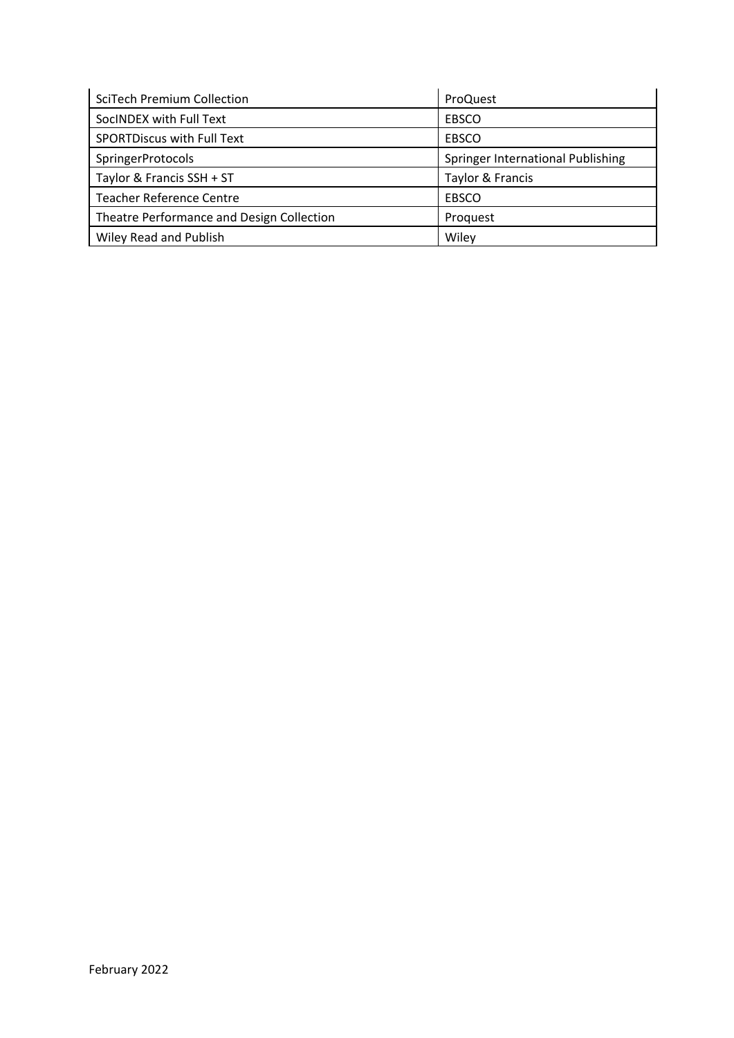| | |
|---|---|
| SciTech Premium Collection | ProQuest |
| SocINDEX with Full Text | EBSCO |
| SPORTDiscus with Full Text | EBSCO |
| SpringerProtocols | Springer International Publishing |
| Taylor & Francis SSH + ST | Taylor & Francis |
| Teacher Reference Centre | EBSCO |
| Theatre Performance and Design Collection | Proquest |
| Wiley Read and Publish | Wiley |

February 2022